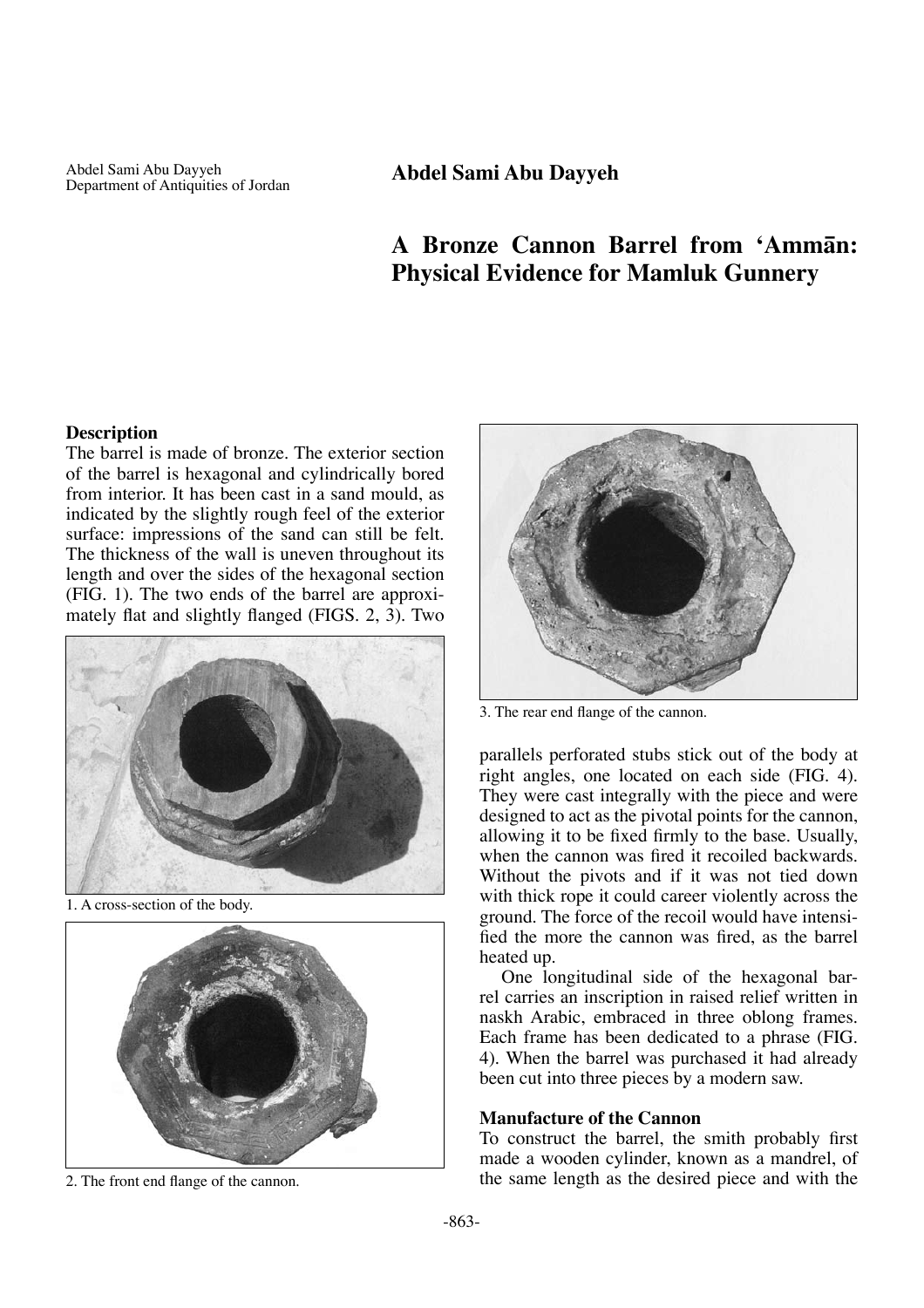Abdel Sami Abu Dayyeh
Department of Antiquities of Jordan

**Abdel Sami Abu Dayyeh**

# A Bronze Cannon Barrel from 'Ammān: Physical Evidence for Mamluk Gunnery

## Description

The barrel is made of bronze. The exterior section of the barrel is hexagonal and cylindrically bored from interior. It has been cast in a sand mould, as indicated by the slightly rough feel of the exterior surface: impressions of the sand can still be felt. The thickness of the wall is uneven throughout its length and over the sides of the hexagonal section (FIG. 1). The two ends of the barrel are approximately flat and slightly flanged (FIGS. 2, 3). Two parallels perforated stubs stick out of the body at right angles, one located on each side (FIG. 4). They were cast integrally with the piece and were designed to act as the pivotal points for the cannon, allowing it to be fixed firmly to the base. Usually, when the cannon was fired it recoiled backwards. Without the pivots and if it was not tied down with thick rope it could career violently across the ground. The force of the recoil would have intensified the more the cannon was fired, as the barrel heated up.

1. A cross-section of the body.

2. The front end flange of the cannon.

3. The rear end flange of the cannon.

One longitudinal side of the hexagonal barrel carries an inscription in raised relief written in naskh Arabic, embraced in three oblong frames. Each frame has been dedicated to a phrase (FIG. 4). When the barrel was purchased it had already been cut into three pieces by a modern saw.

## Manufacture of the Cannon

To construct the barrel, the smith probably first made a wooden cylinder, known as a mandrel, of the same length as the desired piece and with the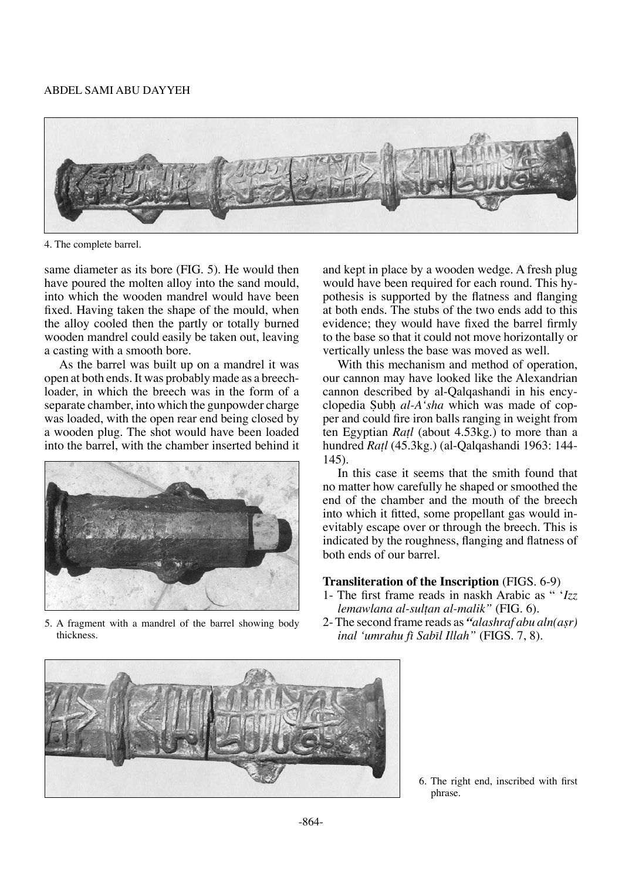4. The complete barrel.

same diameter as its bore (FIG. 5). He would then have poured the molten alloy into the sand mould, into which the wooden mandrel would have been fixed. Having taken the shape of the mould, when the alloy cooled then the partly or totally burned wooden mandrel could easily be taken out, leaving a casting with a smooth bore.

As the barrel was built up on a mandrel it was open at both ends. It was probably made as a breech-loader, in which the breech was in the form of a separate chamber, into which the gunpowder charge was loaded, with the open rear end being closed by a wooden plug. The shot would have been loaded into the barrel, with the chamber inserted behind it

5. A fragment with a mandrel of the barrel showing body thickness.

and kept in place by a wooden wedge. A fresh plug would have been required for each round. This hypothesis is supported by the flatness and flanging at both ends. The stubs of the two ends add to this evidence; they would have fixed the barrel firmly to the base so that it could not move horizontally or vertically unless the base was moved as well.

With this mechanism and method of operation, our cannon may have looked like the Alexandrian cannon described by al-Qalqashandi in his encyclopedia Ṣubḥ *al-A'sha* which was made of copper and could fire iron balls ranging in weight from ten Egyptian *Raṭl* (about 4.53kg.) to more than a hundred *Raṭl* (45.3kg.) (al-Qalqashandi 1963: 144-145).

In this case it seems that the smith found that no matter how carefully he shaped or smoothed the end of the chamber and the mouth of the breech into which it fitted, some propellant gas would inevitably escape over or through the breech. This is indicated by the roughness, flanging and flatness of both ends of our barrel.

**Transliteration of the Inscription** (FIGS. 6-9)

1- The first frame reads in naskh Arabic as " '*Izz lemawlana al-sulṭan al-malik"* (FIG. 6).
2- The second frame reads as ***"alashraf abu aln(aṣr) inal 'umrahu fi Sabīl Illah"*** (FIGS. 7, 8).

6. The right end, inscribed with first phrase.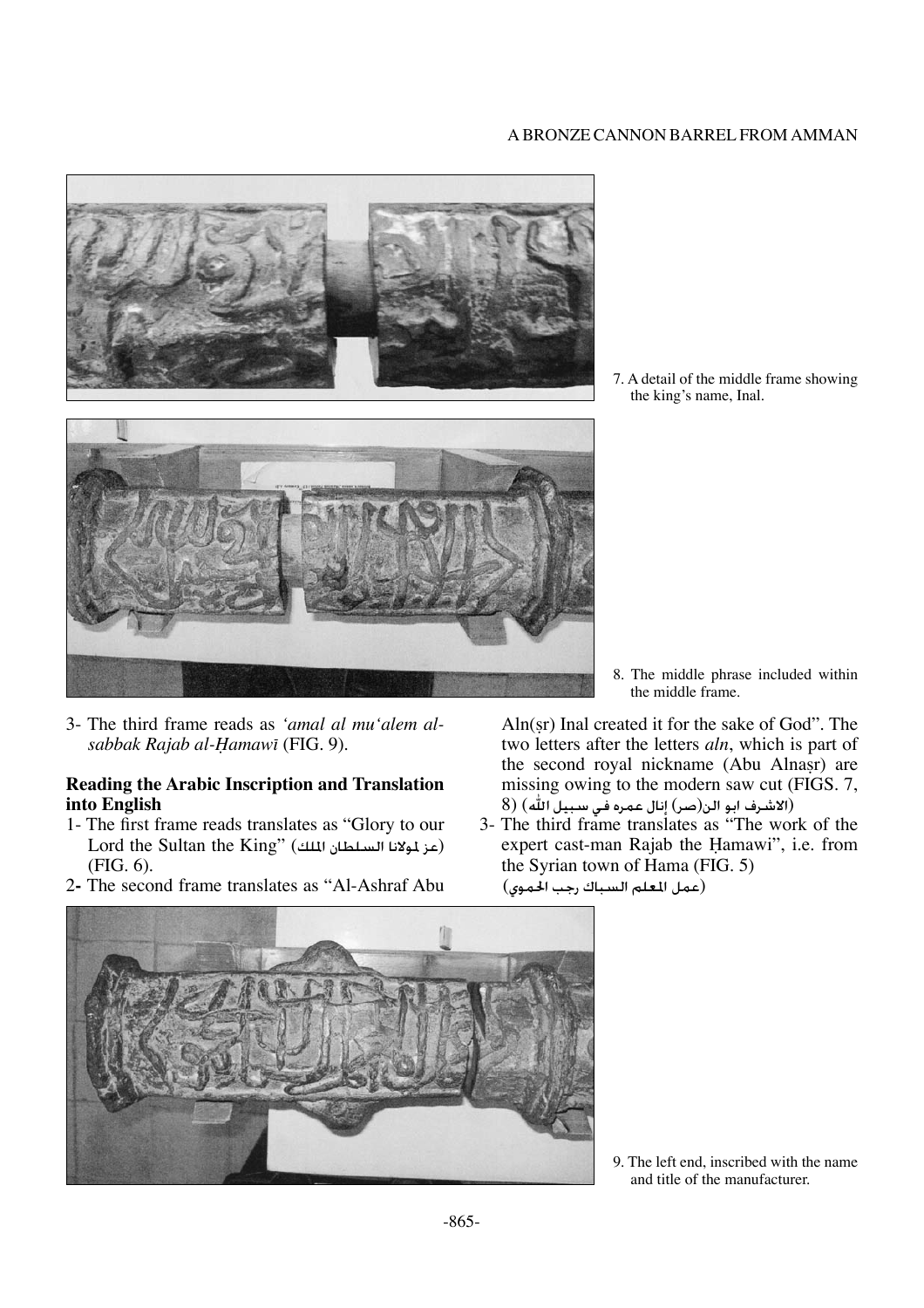7. A detail of the middle frame showing the king's name, Inal.

8. The middle phrase included within the middle frame.

3- The third frame reads as *'amal al mu'alem al-sabbak Rajab al-Ḥamawī* (FIG. 9).

**Reading the Arabic Inscription and Translation into English**

1- The first frame reads translates as "Glory to our Lord the Sultan the King" (عز لمولانا السلطان الملك) (FIG. 6).

2- The second frame translates as "Al-Ashraf Abu Aln(ṣr) Inal created it for the sake of God". The two letters after the letters *aln*, which is part of the second royal nickname (Abu Alnaṣr) are missing owing to the modern saw cut (FIGS. 7, 8) (الاشرف ابو الن(صر) إنال عمره في سبيل الله)

3- The third frame translates as "The work of the expert cast-man Rajab the Ḥamawi", i.e. from the Syrian town of Hama (FIG. 5) (عمل المعلم السباك رجب الحموي)

9. The left end, inscribed with the name and title of the manufacturer.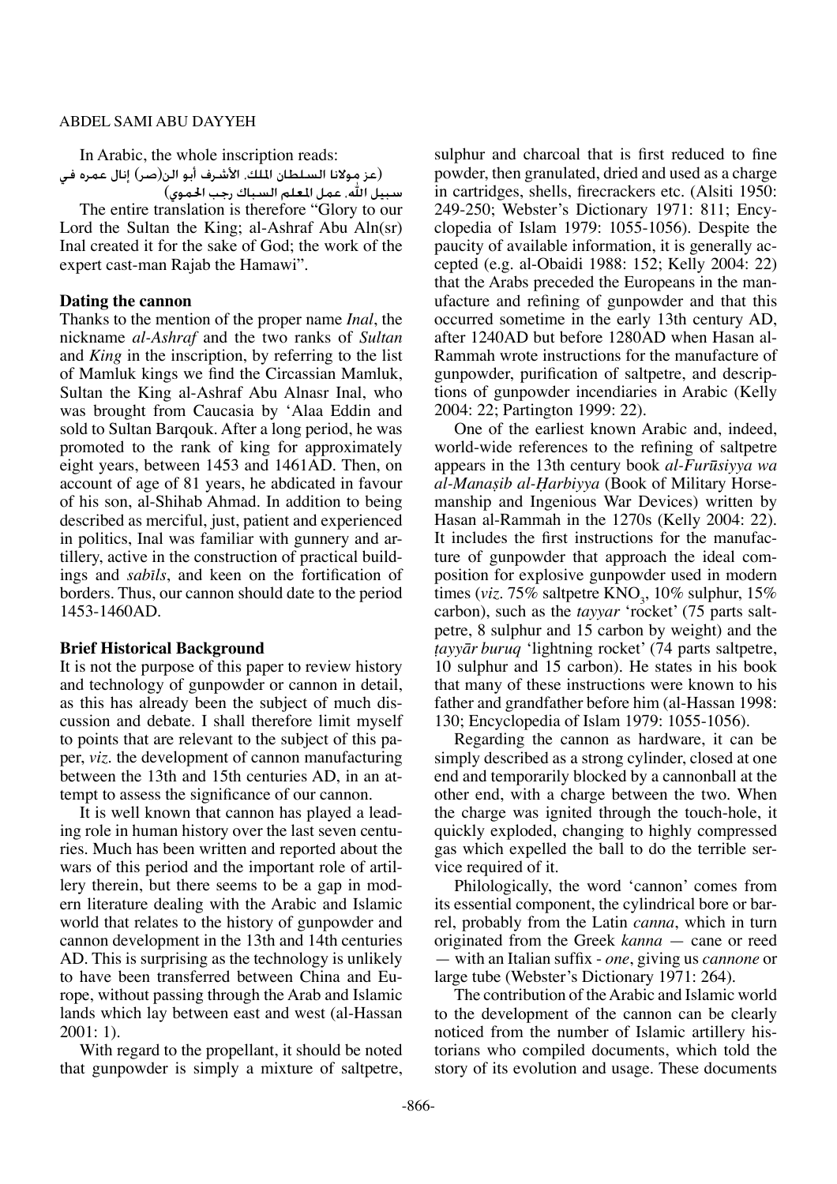In Arabic, the whole inscription reads:

(عز مولانا السلطان الملك. الأشرف أبو الن(صر) إنال عمره في سبيل الله. عمل المعلم السباك رجب الحموي)

The entire translation is therefore "Glory to our Lord the Sultan the King; al-Ashraf Abu Aln(sr) Inal created it for the sake of God; the work of the expert cast-man Rajab the Hamawi".

**Dating the cannon**

Thanks to the mention of the proper name *Inal*, the nickname *al-Ashraf* and the two ranks of *Sultan* and *King* in the inscription, by referring to the list of Mamluk kings we find the Circassian Mamluk, Sultan the King al-Ashraf Abu Alnasr Inal, who was brought from Caucasia by 'Alaa Eddin and sold to Sultan Barqouk. After a long period, he was promoted to the rank of king for approximately eight years, between 1453 and 1461AD. Then, on account of age of 81 years, he abdicated in favour of his son, al-Shihab Ahmad. In addition to being described as merciful, just, patient and experienced in politics, Inal was familiar with gunnery and artillery, active in the construction of practical buildings and *sabīls*, and keen on the fortification of borders. Thus, our cannon should date to the period 1453-1460AD.

**Brief Historical Background**

It is not the purpose of this paper to review history and technology of gunpowder or cannon in detail, as this has already been the subject of much discussion and debate. I shall therefore limit myself to points that are relevant to the subject of this paper, *viz*. the development of cannon manufacturing between the 13th and 15th centuries AD, in an attempt to assess the significance of our cannon.

It is well known that cannon has played a leading role in human history over the last seven centuries. Much has been written and reported about the wars of this period and the important role of artillery therein, but there seems to be a gap in modern literature dealing with the Arabic and Islamic world that relates to the history of gunpowder and cannon development in the 13th and 14th centuries AD. This is surprising as the technology is unlikely to have been transferred between China and Europe, without passing through the Arab and Islamic lands which lay between east and west (al-Hassan 2001: 1).

With regard to the propellant, it should be noted that gunpowder is simply a mixture of saltpetre, sulphur and charcoal that is first reduced to fine powder, then granulated, dried and used as a charge in cartridges, shells, firecrackers etc. (Alsiti 1950: 249-250; Webster's Dictionary 1971: 811; Encyclopedia of Islam 1979: 1055-1056). Despite the paucity of available information, it is generally accepted (e.g. al-Obaidi 1988: 152; Kelly 2004: 22) that the Arabs preceded the Europeans in the manufacture and refining of gunpowder and that this occurred sometime in the early 13th century AD, after 1240AD but before 1280AD when Hasan al-Rammah wrote instructions for the manufacture of gunpowder, purification of saltpetre, and descriptions of gunpowder incendiaries in Arabic (Kelly 2004: 22; Partington 1999: 22).

One of the earliest known Arabic and, indeed, world-wide references to the refining of saltpetre appears in the 13th century book *al-Furūsiyya wa al-Manaṣib al-Ḥarbiyya* (Book of Military Horsemanship and Ingenious War Devices) written by Hasan al-Rammah in the 1270s (Kelly 2004: 22). It includes the first instructions for the manufacture of gunpowder that approach the ideal composition for explosive gunpowder used in modern times (*viz*. 75% saltpetre $KNO_3$, 10% sulphur, 15% carbon), such as the *tayyar* 'rocket' (75 parts saltpetre, 8 sulphur and 15 carbon by weight) and the *ṭayyār buruq* 'lightning rocket' (74 parts saltpetre, 10 sulphur and 15 carbon). He states in his book that many of these instructions were known to his father and grandfather before him (al-Hassan 1998: 130; Encyclopedia of Islam 1979: 1055-1056).

Regarding the cannon as hardware, it can be simply described as a strong cylinder, closed at one end and temporarily blocked by a cannonball at the other end, with a charge between the two. When the charge was ignited through the touch-hole, it quickly exploded, changing to highly compressed gas which expelled the ball to do the terrible service required of it.

Philologically, the word 'cannon' comes from its essential component, the cylindrical bore or barrel, probably from the Latin *canna*, which in turn originated from the Greek *kanna* — cane or reed — with an Italian suffix - *one*, giving us *cannone* or large tube (Webster's Dictionary 1971: 264).

The contribution of the Arabic and Islamic world to the development of the cannon can be clearly noticed from the number of Islamic artillery historians who compiled documents, which told the story of its evolution and usage. These documents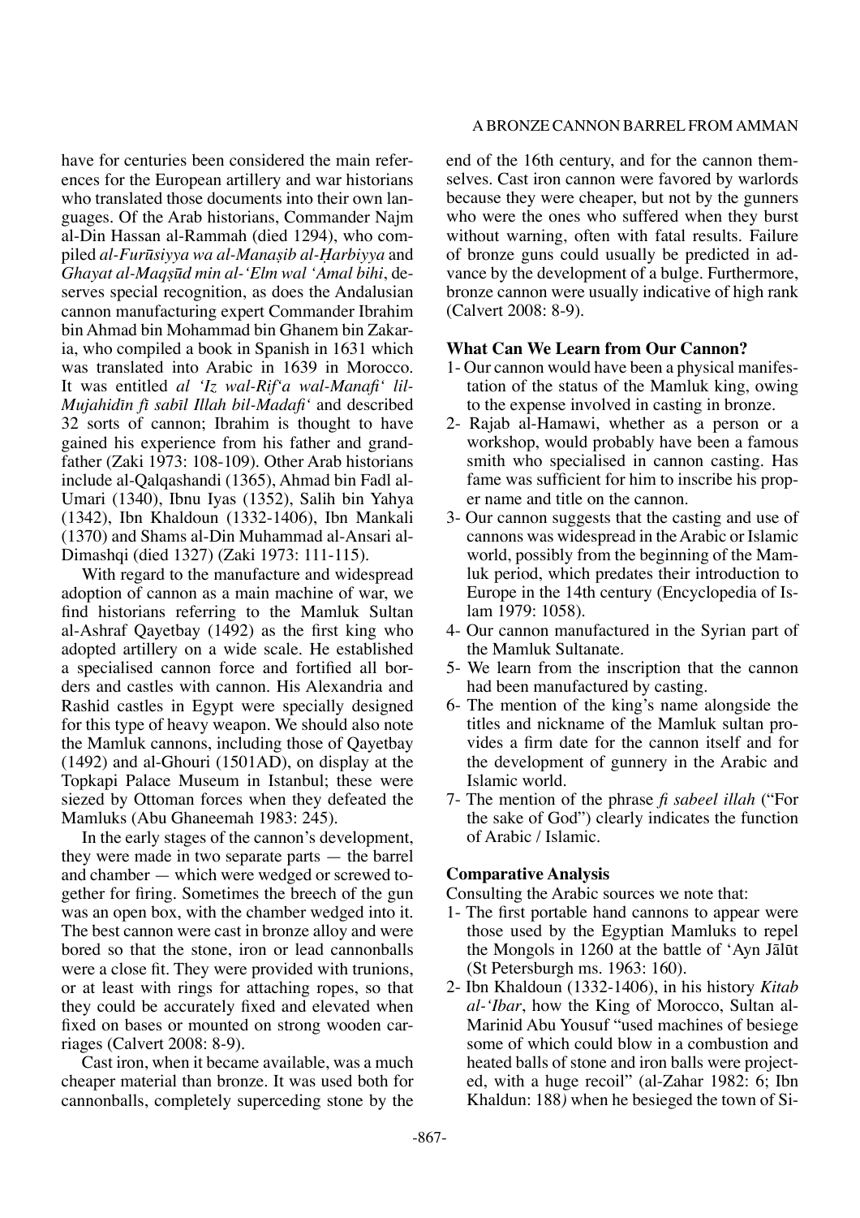have for centuries been considered the main references for the European artillery and war historians who translated those documents into their own languages. Of the Arab historians, Commander Najm al-Din Hassan al-Rammah (died 1294), who compiled *al-Furūsiyya wa al-Manaṣib al-Ḥarbiyya* and *Ghayat al-Maqṣūd min al-'Elm wal 'Amal bihi*, deserves special recognition, as does the Andalusian cannon manufacturing expert Commander Ibrahim bin Ahmad bin Mohammad bin Ghanem bin Zakaria, who compiled a book in Spanish in 1631 which was translated into Arabic in 1639 in Morocco. It was entitled *al 'Iz wal-Rif'a wal-Manafi' lil-Mujahidīn fi sabīl Illah bil-Madafi'* and described 32 sorts of cannon; Ibrahim is thought to have gained his experience from his father and grandfather (Zaki 1973: 108-109). Other Arab historians include al-Qalqashandi (1365), Ahmad bin Fadl al-Umari (1340), Ibnu Iyas (1352), Salih bin Yahya (1342), Ibn Khaldoun (1332-1406), Ibn Mankali (1370) and Shams al-Din Muhammad al-Ansari al-Dimashqi (died 1327) (Zaki 1973: 111-115).

With regard to the manufacture and widespread adoption of cannon as a main machine of war, we find historians referring to the Mamluk Sultan al-Ashraf Qayetbay (1492) as the first king who adopted artillery on a wide scale. He established a specialised cannon force and fortified all borders and castles with cannon. His Alexandria and Rashid castles in Egypt were specially designed for this type of heavy weapon. We should also note the Mamluk cannons, including those of Qayetbay (1492) and al-Ghouri (1501AD), on display at the Topkapi Palace Museum in Istanbul; these were siezed by Ottoman forces when they defeated the Mamluks (Abu Ghaneemah 1983: 245).

In the early stages of the cannon's development, they were made in two separate parts — the barrel and chamber — which were wedged or screwed together for firing. Sometimes the breech of the gun was an open box, with the chamber wedged into it. The best cannon were cast in bronze alloy and were bored so that the stone, iron or lead cannonballs were a close fit. They were provided with trunions, or at least with rings for attaching ropes, so that they could be accurately fixed and elevated when fixed on bases or mounted on strong wooden carriages (Calvert 2008: 8-9).

Cast iron, when it became available, was a much cheaper material than bronze. It was used both for cannonballs, completely superceding stone by the end of the 16th century, and for the cannon themselves. Cast iron cannon were favored by warlords because they were cheaper, but not by the gunners who were the ones who suffered when they burst without warning, often with fatal results. Failure of bronze guns could usually be predicted in advance by the development of a bulge. Furthermore, bronze cannon were usually indicative of high rank (Calvert 2008: 8-9).

### What Can We Learn from Our Cannon?

1- Our cannon would have been a physical manifestation of the status of the Mamluk king, owing to the expense involved in casting in bronze.

2- Rajab al-Hamawi, whether as a person or a workshop, would probably have been a famous smith who specialised in cannon casting. Has fame was sufficient for him to inscribe his proper name and title on the cannon.

3- Our cannon suggests that the casting and use of cannons was widespread in the Arabic or Islamic world, possibly from the beginning of the Mamluk period, which predates their introduction to Europe in the 14th century (Encyclopedia of Islam 1979: 1058).

4- Our cannon manufactured in the Syrian part of the Mamluk Sultanate.

5- We learn from the inscription that the cannon had been manufactured by casting.

6- The mention of the king's name alongside the titles and nickname of the Mamluk sultan provides a firm date for the cannon itself and for the development of gunnery in the Arabic and Islamic world.

7- The mention of the phrase *fi sabeel illah* ("For the sake of God") clearly indicates the function of Arabic / Islamic.

### Comparative Analysis

Consulting the Arabic sources we note that:

1- The first portable hand cannons to appear were those used by the Egyptian Mamluks to repel the Mongols in 1260 at the battle of 'Ayn Jālūt (St Petersburgh ms. 1963: 160).

2- Ibn Khaldoun (1332-1406), in his history *Kitab al-'Ibar*, how the King of Morocco, Sultan al-Marinid Abu Yousuf "used machines of besiege some of which could blow in a combustion and heated balls of stone and iron balls were projected, with a huge recoil" (al-Zahar 1982: 6; Ibn Khaldun: 188) when he besieged the town of Si-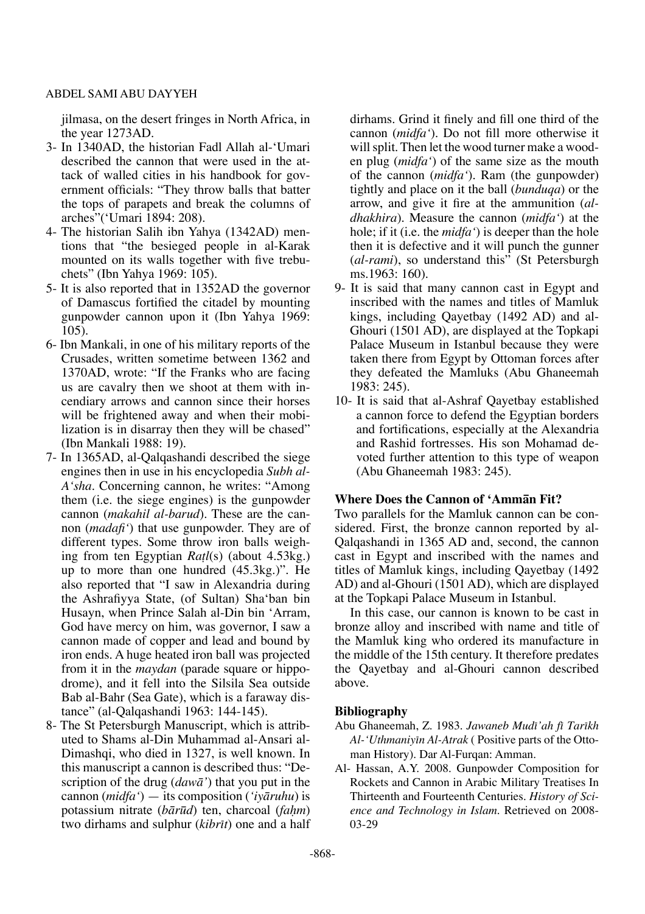jilmasa, on the desert fringes in North Africa, in the year 1273AD.

3- In 1340AD, the historian Fadl Allah al-'Umari described the cannon that were used in the attack of walled cities in his handbook for government officials: "They throw balls that batter the tops of parapets and break the columns of arches"('Umari 1894: 208).

4- The historian Salih ibn Yahya (1342AD) mentions that "the besieged people in al-Karak mounted on its walls together with five trebuchets" (Ibn Yahya 1969: 105).

5- It is also reported that in 1352AD the governor of Damascus fortified the citadel by mounting gunpowder cannon upon it (Ibn Yahya 1969: 105).

6- Ibn Mankali, in one of his military reports of the Crusades, written sometime between 1362 and 1370AD, wrote: "If the Franks who are facing us are cavalry then we shoot at them with incendiary arrows and cannon since their horses will be frightened away and when their mobilization is in disarray then they will be chased" (Ibn Mankali 1988: 19).

7- In 1365AD, al-Qalqashandi described the siege engines then in use in his encyclopedia *Subh al-A'sha*. Concerning cannon, he writes: "Among them (i.e. the siege engines) is the gunpowder cannon (*makahil al-barud*). These are the cannon (*madafi'*) that use gunpowder. They are of different types. Some throw iron balls weighing from ten Egyptian *Raṭl*(s) (about 4.53kg.) up to more than one hundred (45.3kg.)". He also reported that "I saw in Alexandria during the Ashrafiyya State, (of Sultan) Sha'ban bin Husayn, when Prince Salah al-Din bin 'Arram, God have mercy on him, was governor, I saw a cannon made of copper and lead and bound by iron ends. A huge heated iron ball was projected from it in the *maydan* (parade square or hippodrome), and it fell into the Silsila Sea outside Bab al-Bahr (Sea Gate), which is a faraway distance" (al-Qalqashandi 1963: 144-145).

8- The St Petersburgh Manuscript, which is attributed to Shams al-Din Muhammad al-Ansari al-Dimashqi, who died in 1327, is well known. In this manuscript a cannon is described thus: "Description of the drug (*dawā'*) that you put in the cannon (*midfa'*) — its composition (*'iyāruhu*) is potassium nitrate (*bārūd*) ten, charcoal (*faḥm*) two dirhams and sulphur (*kibrīt*) one and a half dirhams. Grind it finely and fill one third of the cannon (*midfa'*). Do not fill more otherwise it will split. Then let the wood turner make a wooden plug (*midfa'*) of the same size as the mouth of the cannon (*midfa'*). Ram (the gunpowder) tightly and place on it the ball (*bunduqa*) or the arrow, and give it fire at the ammunition (*al-dhakhira*). Measure the cannon (*midfa'*) at the hole; if it (i.e. the *midfa'*) is deeper than the hole then it is defective and it will punch the gunner (*al-rami*), so understand this" (St Petersburgh ms.1963: 160).

9- It is said that many cannon cast in Egypt and inscribed with the names and titles of Mamluk kings, including Qayetbay (1492 AD) and al-Ghouri (1501 AD), are displayed at the Topkapi Palace Museum in Istanbul because they were taken there from Egypt by Ottoman forces after they defeated the Mamluks (Abu Ghaneemah 1983: 245).

10- It is said that al-Ashraf Qayetbay established a cannon force to defend the Egyptian borders and fortifications, especially at the Alexandria and Rashid fortresses. His son Mohamad devoted further attention to this type of weapon (Abu Ghaneemah 1983: 245).

### Where Does the Cannon of 'Ammān Fit?

Two parallels for the Mamluk cannon can be considered. First, the bronze cannon reported by al-Qalqashandi in 1365 AD and, second, the cannon cast in Egypt and inscribed with the names and titles of Mamluk kings, including Qayetbay (1492 AD) and al-Ghouri (1501 AD), which are displayed at the Topkapi Palace Museum in Istanbul.

In this case, our cannon is known to be cast in bronze alloy and inscribed with name and title of the Mamluk king who ordered its manufacture in the middle of the 15th century. It therefore predates the Qayetbay and al-Ghouri cannon described above.

### Bibliography

Abu Ghaneemah, Z. 1983. *Jawaneb Mudī'ah fi Tarīkh Al-'Uthmaniyīn Al-Atrak* ( Positive parts of the Ottoman History). Dar Al-Furqan: Amman.

Al- Hassan, A.Y. 2008. Gunpowder Composition for Rockets and Cannon in Arabic Military Treatises In Thirteenth and Fourteenth Centuries. *History of Science and Technology in Islam.* Retrieved on 2008-03-29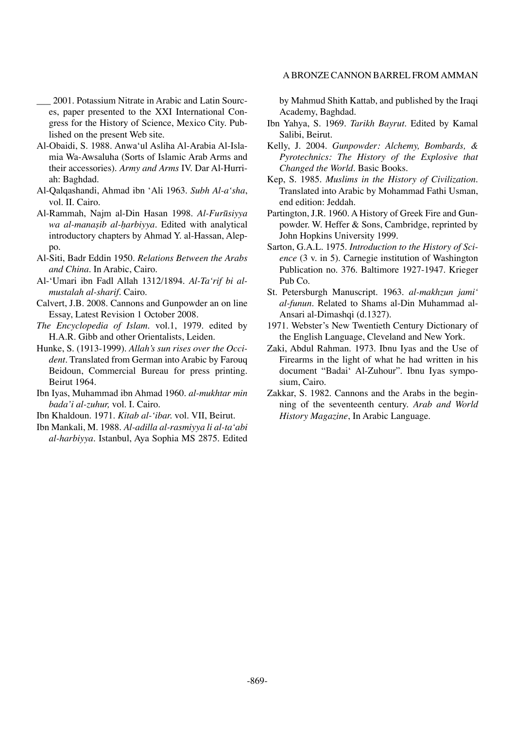___ 2001. Potassium Nitrate in Arabic and Latin Sources, paper presented to the XXI International Congress for the History of Science, Mexico City. Published on the present Web site.

Al-Obaidi, S. 1988. Anwa'ul Asliha Al-Arabia Al-Islamia Wa-Awsaluha (Sorts of Islamic Arab Arms and their accessories). *Army and Arms* IV. Dar Al-Hurriah: Baghdad.

Al-Qalqashandi, Ahmad ibn 'Ali 1963. *Subh Al-a'sha*, vol. II. Cairo.

Al-Rammah, Najm al-Din Hasan 1998. *Al-Furūsiyya wa al-manaṣib al-ḥarbiyya*. Edited with analytical introductory chapters by Ahmad Y. al-Hassan, Aleppo.

Al-Siti, Badr Eddin 1950. *Relations Between the Arabs and China*. In Arabic, Cairo.

Al-'Umari ibn Fadl Allah 1312/1894. *Al-Ta'rif bi al-mustalah al-sharif*. Cairo.

Calvert, J.B. 2008. Cannons and Gunpowder an on line Essay, Latest Revision 1 October 2008.

*The Encyclopedia of Islam*. vol.1, 1979. edited by H.A.R. Gibb and other Orientalists, Leiden.

Hunke, S. (1913-1999). *Allah's sun rises over the Occident*. Translated from German into Arabic by Farouq Beidoun, Commercial Bureau for press printing. Beirut 1964.

Ibn Iyas, Muhammad ibn Ahmad 1960. *al-mukhtar min bada'i al-zuhur,* vol. I. Cairo.

Ibn Khaldoun. 1971. *Kitab al-'ibar.* vol. VII, Beirut.

Ibn Mankali, M. 1988. *Al-adilla al-rasmiyya li al-ta'abi al-harbiyya*. Istanbul, Aya Sophia MS 2875. Edited by Mahmud Shith Kattab, and published by the Iraqi Academy, Baghdad.

Ibn Yahya, S. 1969. *Tarikh Bayrut*. Edited by Kamal Salibi, Beirut.

Kelly, J. 2004. *Gunpowder: Alchemy, Bombards, & Pyrotechnics: The History of the Explosive that Changed the World*. Basic Books.

Kep, S. 1985. *Muslims in the History of Civilization*. Translated into Arabic by Mohammad Fathi Usman, end edition: Jeddah.

Partington, J.R. 1960. A History of Greek Fire and Gunpowder. W. Heffer & Sons, Cambridge, reprinted by John Hopkins University 1999.

Sarton, G.A.L. 1975. *Introduction to the History of Science* (3 v. in 5). Carnegie institution of Washington Publication no. 376. Baltimore 1927-1947. Krieger Pub Co.

St. Petersburgh Manuscript. 1963. *al-makhzun jami' al-funun*. Related to Shams al-Din Muhammad al-Ansari al-Dimashqi (d.1327).

1971. Webster's New Twentieth Century Dictionary of the English Language, Cleveland and New York.

Zaki, Abdul Rahman. 1973. Ibnu Iyas and the Use of Firearms in the light of what he had written in his document "Badai' Al-Zuhour". Ibnu Iyas symposium, Cairo.

Zakkar, S. 1982. Cannons and the Arabs in the beginning of the seventeenth century. *Arab and World History Magazine*, In Arabic Language.